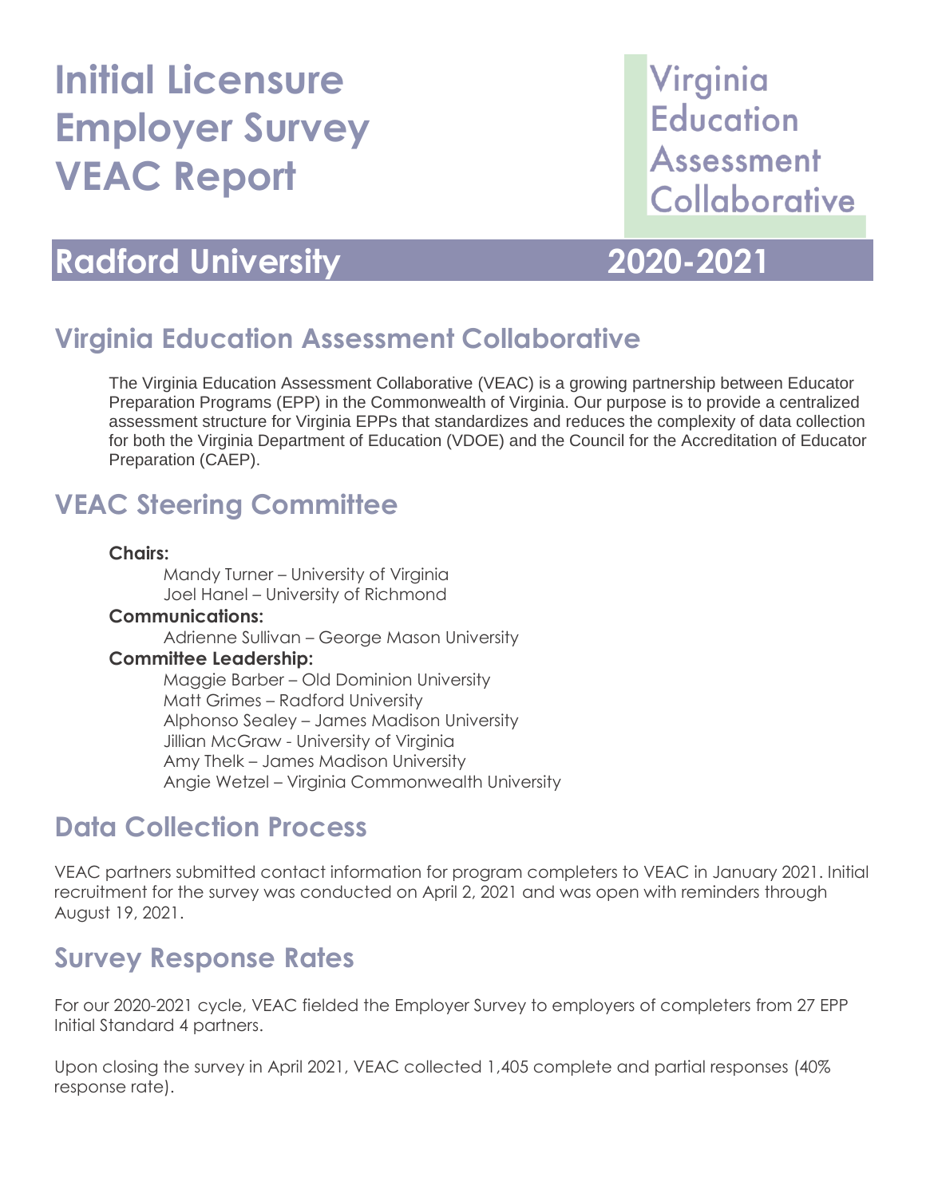# Initial Licensure Employer Survey VEAC Report

Virginia Education Assessment Collaborative

## Radford University 2020-2021

## Virginia Education Assessment Collaborative

The Virginia Education Assessment Collaborative (VEAC) is a growing partnership between Educator Preparation Programs (EPP) in the Commonwealth of Virginia. Our purpose is to provide a centralized assessment structure for Virginia EPPs that standardizes and reduces the complexity of data collection for both the Virginia Department of Education (VDOE) and the Council for the Accreditation of Educator Preparation (CAEP).

## VEAC Steering Committee

**Chairs:**

Mandy Turner – University of Virginia
Joel Hanel – University of Richmond

**Communications:**

Adrienne Sullivan – George Mason University

**Committee Leadership:**

Maggie Barber – Old Dominion University
Matt Grimes – Radford University
Alphonso Sealey – James Madison University
Jillian McGraw - University of Virginia
Amy Thelk – James Madison University
Angie Wetzel – Virginia Commonwealth University

## Data Collection Process

VEAC partners submitted contact information for program completers to VEAC in January 2021. Initial recruitment for the survey was conducted on April 2, 2021 and was open with reminders through August 19, 2021.

## Survey Response Rates

For our 2020-2021 cycle, VEAC fielded the Employer Survey to employers of completers from 27 EPP Initial Standard 4 partners.

Upon closing the survey in April 2021, VEAC collected 1,405 complete and partial responses (40% response rate).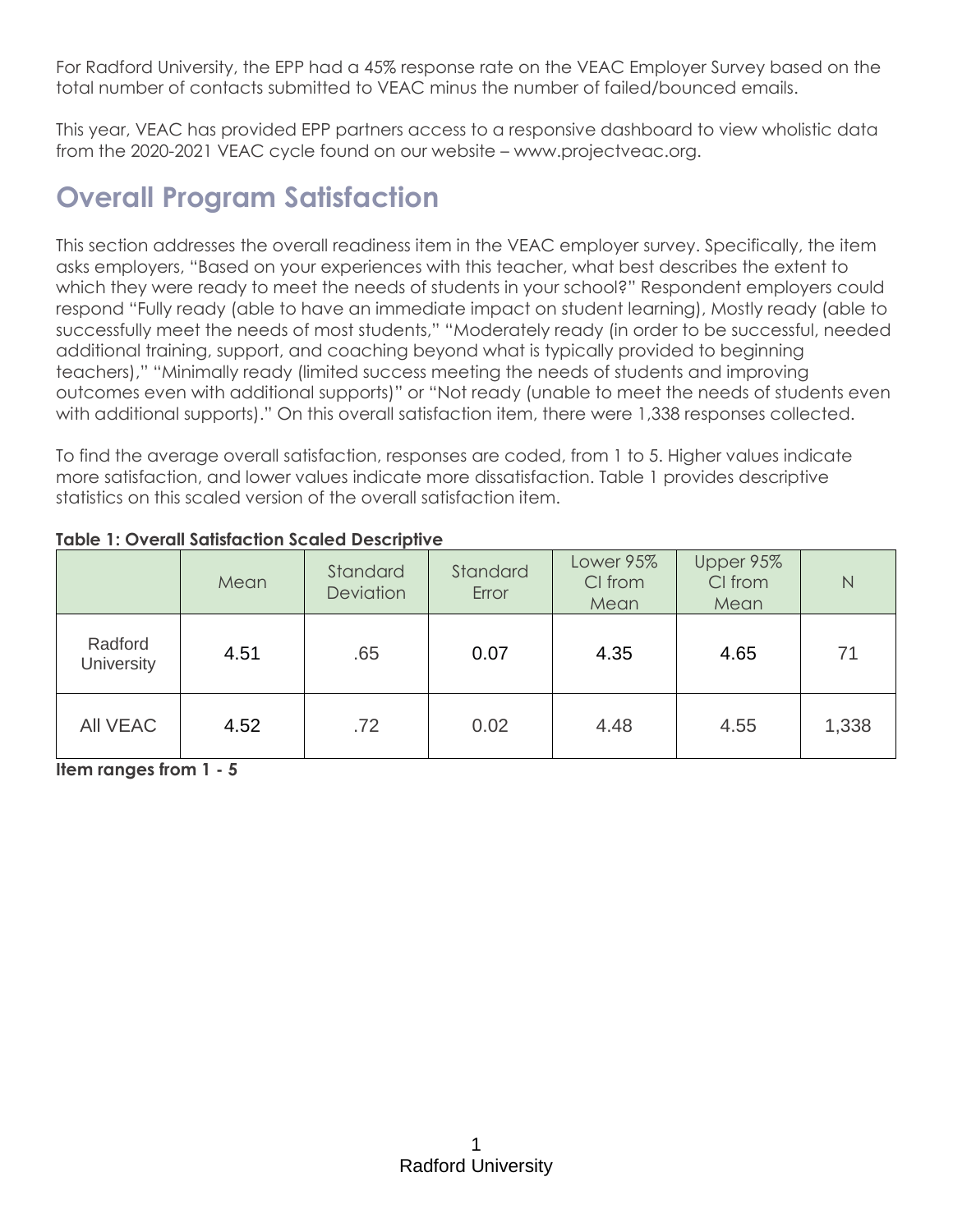For Radford University, the EPP had a 45% response rate on the VEAC Employer Survey based on the total number of contacts submitted to VEAC minus the number of failed/bounced emails.

This year, VEAC has provided EPP partners access to a responsive dashboard to view wholistic data from the 2020-2021 VEAC cycle found on our website – www.projectveac.org.

## Overall Program Satisfaction

This section addresses the overall readiness item in the VEAC employer survey. Specifically, the item asks employers, "Based on your experiences with this teacher, what best describes the extent to which they were ready to meet the needs of students in your school?" Respondent employers could respond "Fully ready (able to have an immediate impact on student learning), Mostly ready (able to successfully meet the needs of most students," "Moderately ready (in order to be successful, needed additional training, support, and coaching beyond what is typically provided to beginning teachers)," "Minimally ready (limited success meeting the needs of students and improving outcomes even with additional supports)" or "Not ready (unable to meet the needs of students even with additional supports)." On this overall satisfaction item, there were 1,338 responses collected.

To find the average overall satisfaction, responses are coded, from 1 to 5. Higher values indicate more satisfaction, and lower values indicate more dissatisfaction. Table 1 provides descriptive statistics on this scaled version of the overall satisfaction item.

**Table 1: Overall Satisfaction Scaled Descriptive**

| | Mean | Standard Deviation | Standard Error | Lower 95% CI from Mean | Upper 95% CI from Mean | N |
|---|---|---|---|---|---|---|
| Radford University | 4.51 | .65 | 0.07 | 4.35 | 4.65 | 71 |
| All VEAC | 4.52 | .72 | 0.02 | 4.48 | 4.55 | 1,338 |

**Item ranges from 1 - 5**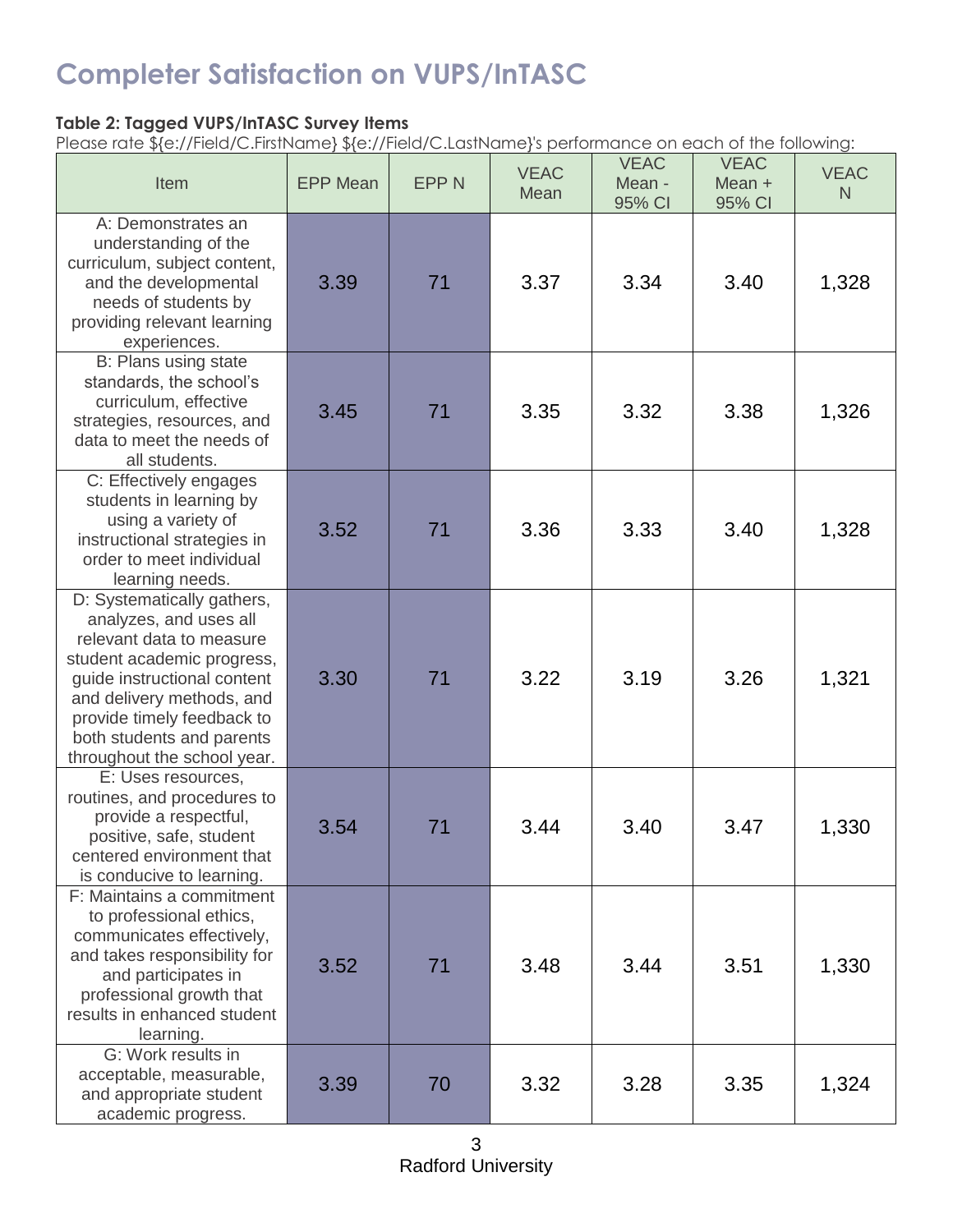# Completer Satisfaction on VUPS/InTASC

**Table 2: Tagged VUPS/InTASC Survey Items**

Please rate ${e://Field/C.FirstName} ${e://Field/C.LastName}'s performance on each of the following:

| Item | EPP Mean | EPP N | VEAC Mean | VEAC Mean - 95% CI | VEAC Mean + 95% CI | VEAC N |
|---|---|---|---|---|---|---|
| A: Demonstrates an understanding of the curriculum, subject content, and the developmental needs of students by providing relevant learning experiences. | 3.39 | 71 | 3.37 | 3.34 | 3.40 | 1,328 |
| B: Plans using state standards, the school's curriculum, effective strategies, resources, and data to meet the needs of all students. | 3.45 | 71 | 3.35 | 3.32 | 3.38 | 1,326 |
| C: Effectively engages students in learning by using a variety of instructional strategies in order to meet individual learning needs. | 3.52 | 71 | 3.36 | 3.33 | 3.40 | 1,328 |
| D: Systematically gathers, analyzes, and uses all relevant data to measure student academic progress, guide instructional content and delivery methods, and provide timely feedback to both students and parents throughout the school year. | 3.30 | 71 | 3.22 | 3.19 | 3.26 | 1,321 |
| E: Uses resources, routines, and procedures to provide a respectful, positive, safe, student centered environment that is conducive to learning. | 3.54 | 71 | 3.44 | 3.40 | 3.47 | 1,330 |
| F: Maintains a commitment to professional ethics, communicates effectively, and takes responsibility for and participates in professional growth that results in enhanced student learning. | 3.52 | 71 | 3.48 | 3.44 | 3.51 | 1,330 |
| G: Work results in acceptable, measurable, and appropriate student academic progress. | 3.39 | 70 | 3.32 | 3.28 | 3.35 | 1,324 |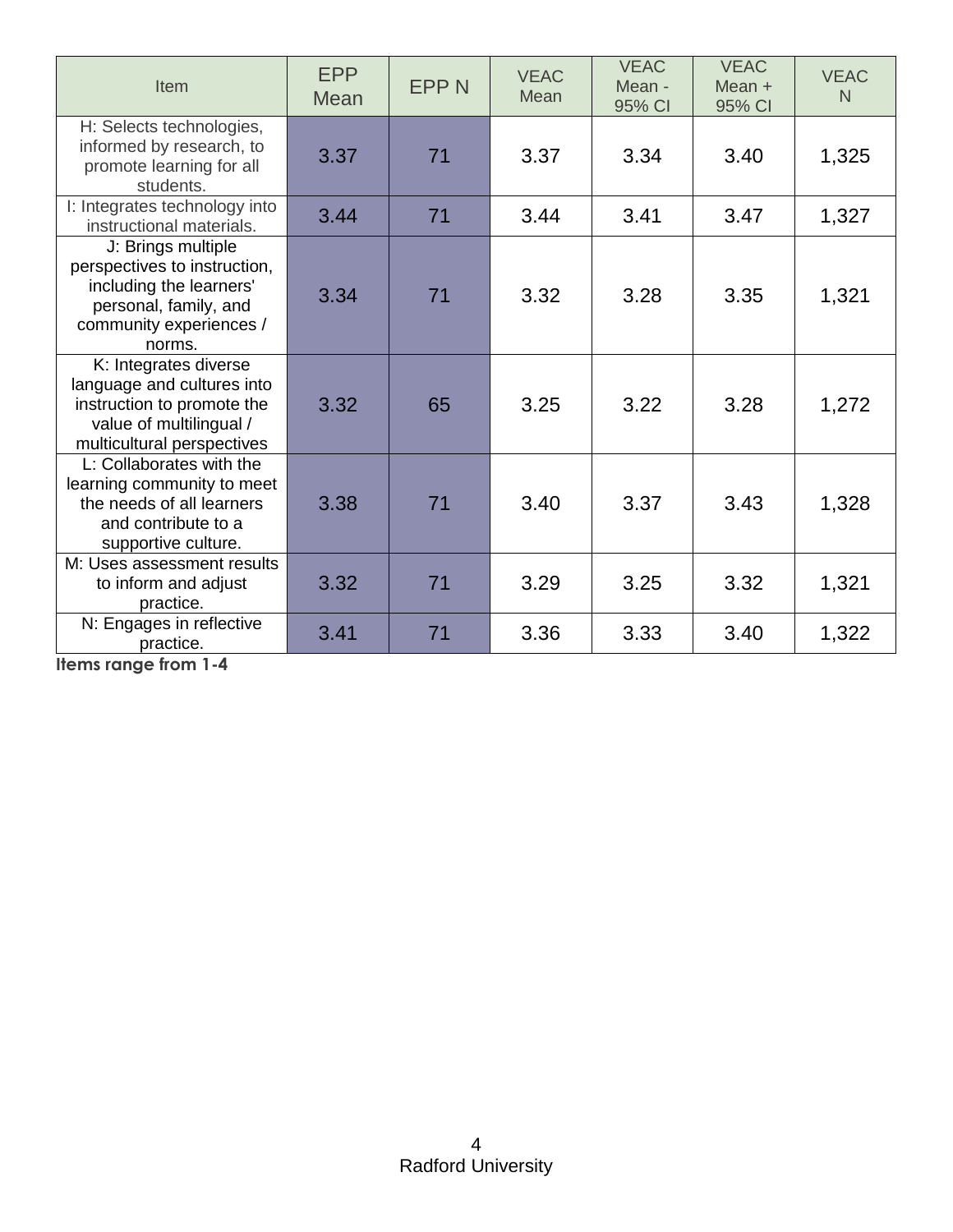| Item | EPP Mean | EPP N | VEAC Mean | VEAC Mean - 95% CI | VEAC Mean + 95% CI | VEAC N |
|---|---|---|---|---|---|---|
| H: Selects technologies, informed by research, to promote learning for all students. | 3.37 | 71 | 3.37 | 3.34 | 3.40 | 1,325 |
| I: Integrates technology into instructional materials. | 3.44 | 71 | 3.44 | 3.41 | 3.47 | 1,327 |
| J: Brings multiple perspectives to instruction, including the learners' personal, family, and community experiences / norms. | 3.34 | 71 | 3.32 | 3.28 | 3.35 | 1,321 |
| K: Integrates diverse language and cultures into instruction to promote the value of multilingual / multicultural perspectives | 3.32 | 65 | 3.25 | 3.22 | 3.28 | 1,272 |
| L: Collaborates with the learning community to meet the needs of all learners and contribute to a supportive culture. | 3.38 | 71 | 3.40 | 3.37 | 3.43 | 1,328 |
| M: Uses assessment results to inform and adjust practice. | 3.32 | 71 | 3.29 | 3.25 | 3.32 | 1,321 |
| N: Engages in reflective practice. | 3.41 | 71 | 3.36 | 3.33 | 3.40 | 1,322 |

**Items range from 1-4**

Radford University